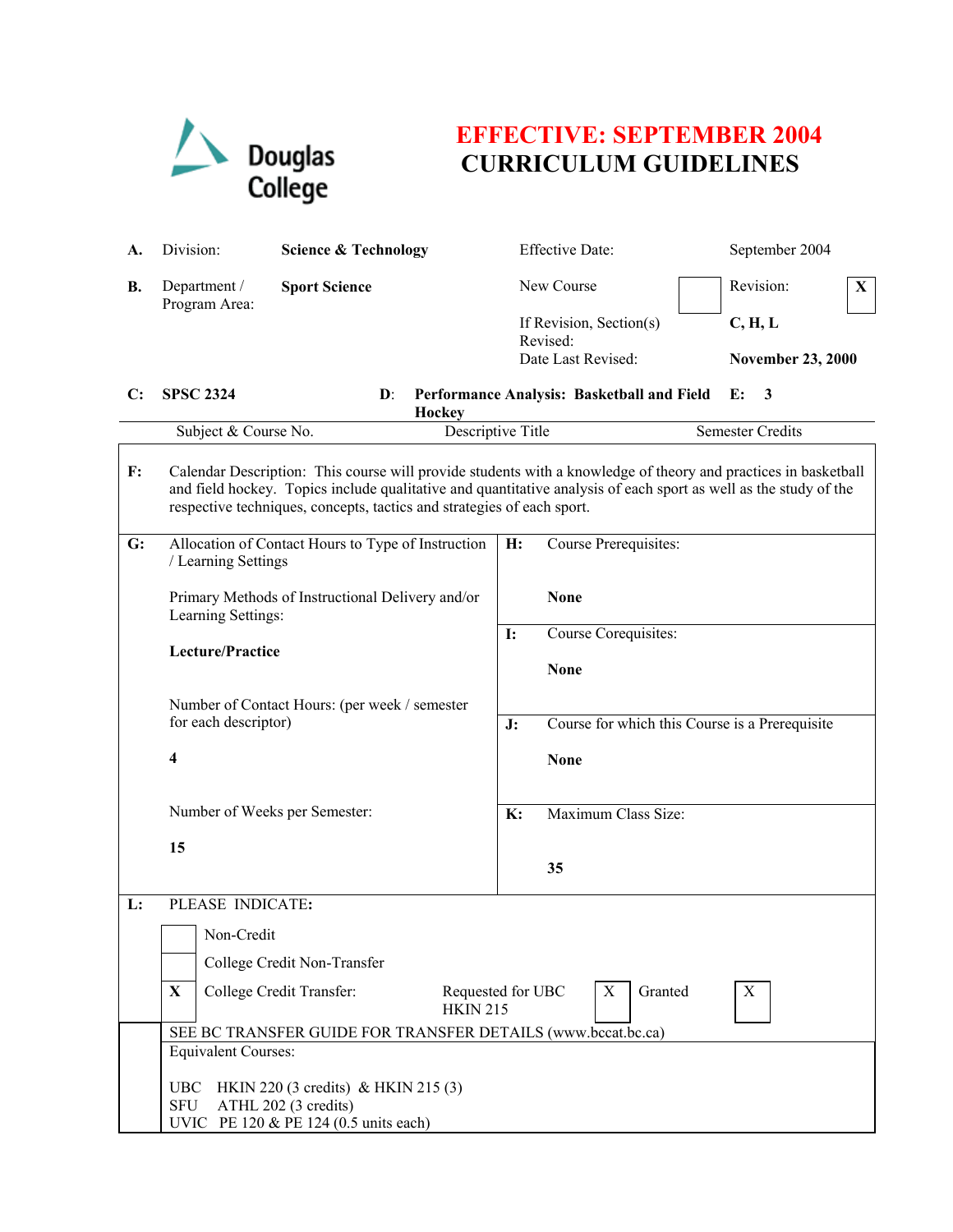Douglas College

# EFFECTIVE: SEPTEMBER 2004
# CURRICULUM GUIDELINES

| | | | | |
|---|---|---|---|---|
| **A.** | Division: | **Science & Technology** | Effective Date: | September 2004 |
| **B.** | Department / Program Area: | **Sport Science** | New Course [ ] | Revision: [X] |
| | | | If Revision, Section(s) Revised: | **C, H, L** |
| | | | Date Last Revised: | **November 23, 2000** |

| **C:** | **SPSC 2324** | **D:** | **Performance Analysis: Basketball and Field Hockey** | **E:** | **3** |
|---|---|---|---|---|---|
| | Subject & Course No. | | Descriptive Title | | Semester Credits |

**F:** Calendar Description: This course will provide students with a knowledge of theory and practices in basketball and field hockey. Topics include qualitative and quantitative analysis of each sport as well as the study of the respective techniques, concepts, tactics and strategies of each sport.

**G:** Allocation of Contact Hours to Type of Instruction / Learning Settings

Primary Methods of Instructional Delivery and/or Learning Settings:

**Lecture/Practice**

Number of Contact Hours: (per week / semester for each descriptor)

**4**

Number of Weeks per Semester:

**15**

**H:** Course Prerequisites:

**None**

**I:** Course Corequisites:

**None**

**J:** Course for which this Course is a Prerequisite

**None**

**K:** Maximum Class Size:

**35**

**L:** PLEASE INDICATE:

- [ ] Non-Credit
- [ ] College Credit Non-Transfer
- [X] College Credit Transfer: Requested for UBC HKIN 215 [X] Granted [X]

SEE BC TRANSFER GUIDE FOR TRANSFER DETAILS (www.bccat.bc.ca)

Equivalent Courses:

UBC HKIN 220 (3 credits) & HKIN 215 (3)
SFU ATHL 202 (3 credits)
UVIC PE 120 & PE 124 (0.5 units each)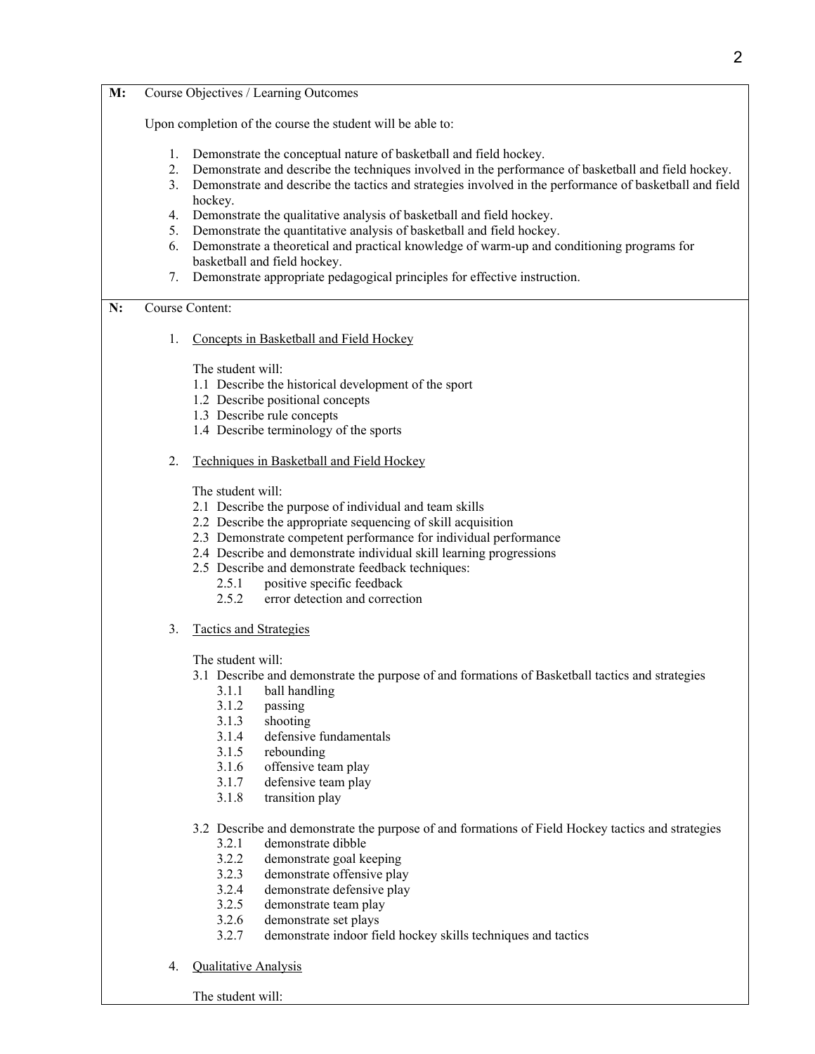**M:** Course Objectives / Learning Outcomes

Upon completion of the course the student will be able to:

1. Demonstrate the conceptual nature of basketball and field hockey.
2. Demonstrate and describe the techniques involved in the performance of basketball and field hockey.
3. Demonstrate and describe the tactics and strategies involved in the performance of basketball and field hockey.
4. Demonstrate the qualitative analysis of basketball and field hockey.
5. Demonstrate the quantitative analysis of basketball and field hockey.
6. Demonstrate a theoretical and practical knowledge of warm-up and conditioning programs for basketball and field hockey.
7. Demonstrate appropriate pedagogical principles for effective instruction.

**N:** Course Content:

1. Concepts in Basketball and Field Hockey

   The student will:
   - 1.1 Describe the historical development of the sport
   - 1.2 Describe positional concepts
   - 1.3 Describe rule concepts
   - 1.4 Describe terminology of the sports

2. Techniques in Basketball and Field Hockey

   The student will:
   - 2.1 Describe the purpose of individual and team skills
   - 2.2 Describe the appropriate sequencing of skill acquisition
   - 2.3 Demonstrate competent performance for individual performance
   - 2.4 Describe and demonstrate individual skill learning progressions
   - 2.5 Describe and demonstrate feedback techniques:
     - 2.5.1 positive specific feedback
     - 2.5.2 error detection and correction

3. Tactics and Strategies

   The student will:
   - 3.1 Describe and demonstrate the purpose of and formations of Basketball tactics and strategies
     - 3.1.1 ball handling
     - 3.1.2 passing
     - 3.1.3 shooting
     - 3.1.4 defensive fundamentals
     - 3.1.5 rebounding
     - 3.1.6 offensive team play
     - 3.1.7 defensive team play
     - 3.1.8 transition play
   - 3.2 Describe and demonstrate the purpose of and formations of Field Hockey tactics and strategies
     - 3.2.1 demonstrate dibble
     - 3.2.2 demonstrate goal keeping
     - 3.2.3 demonstrate offensive play
     - 3.2.4 demonstrate defensive play
     - 3.2.5 demonstrate team play
     - 3.2.6 demonstrate set plays
     - 3.2.7 demonstrate indoor field hockey skills techniques and tactics

4. Qualitative Analysis

   The student will: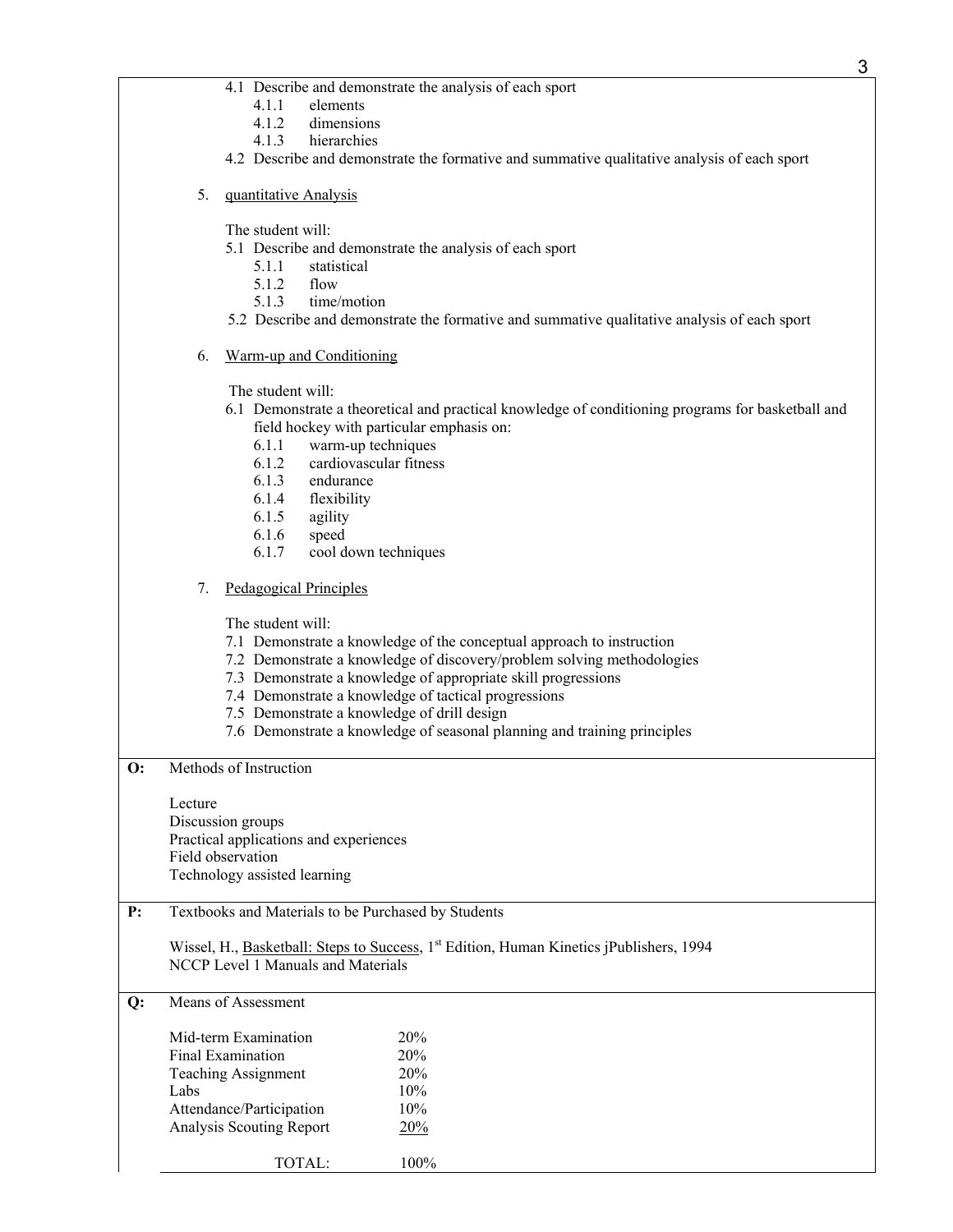4.1 Describe and demonstrate the analysis of each sport
   - 4.1.1 elements
   - 4.1.2 dimensions
   - 4.1.3 hierarchies

4.2 Describe and demonstrate the formative and summative qualitative analysis of each sport

5. <u>quantitative Analysis</u>

   The student will:

   5.1 Describe and demonstrate the analysis of each sport
   - 5.1.1 statistical
   - 5.1.2 flow
   - 5.1.3 time/motion

   5.2 Describe and demonstrate the formative and summative qualitative analysis of each sport

6. <u>Warm-up and Conditioning</u>

   The student will:

   6.1 Demonstrate a theoretical and practical knowledge of conditioning programs for basketball and field hockey with particular emphasis on:
   - 6.1.1 warm-up techniques
   - 6.1.2 cardiovascular fitness
   - 6.1.3 endurance
   - 6.1.4 flexibility
   - 6.1.5 agility
   - 6.1.6 speed
   - 6.1.7 cool down techniques

7. <u>Pedagogical Principles</u>

   The student will:

   7.1 Demonstrate a knowledge of the conceptual approach to instruction
   7.2 Demonstrate a knowledge of discovery/problem solving methodologies
   7.3 Demonstrate a knowledge of appropriate skill progressions
   7.4 Demonstrate a knowledge of tactical progressions
   7.5 Demonstrate a knowledge of drill design
   7.6 Demonstrate a knowledge of seasonal planning and training principles

**O:** Methods of Instruction

Lecture
Discussion groups
Practical applications and experiences
Field observation
Technology assisted learning

**P:** Textbooks and Materials to be Purchased by Students

Wissel, H., <u>Basketball: Steps to Success</u>, 1st Edition, Human Kinetics jPublishers, 1994
NCCP Level 1 Manuals and Materials

**Q:** Means of Assessment

| | |
|---|---|
| Mid-term Examination | 20% |
| Final Examination | 20% |
| Teaching Assignment | 20% |
| Labs | 10% |
| Attendance/Participation | 10% |
| Analysis Scouting Report | 20% |
| TOTAL: | 100% |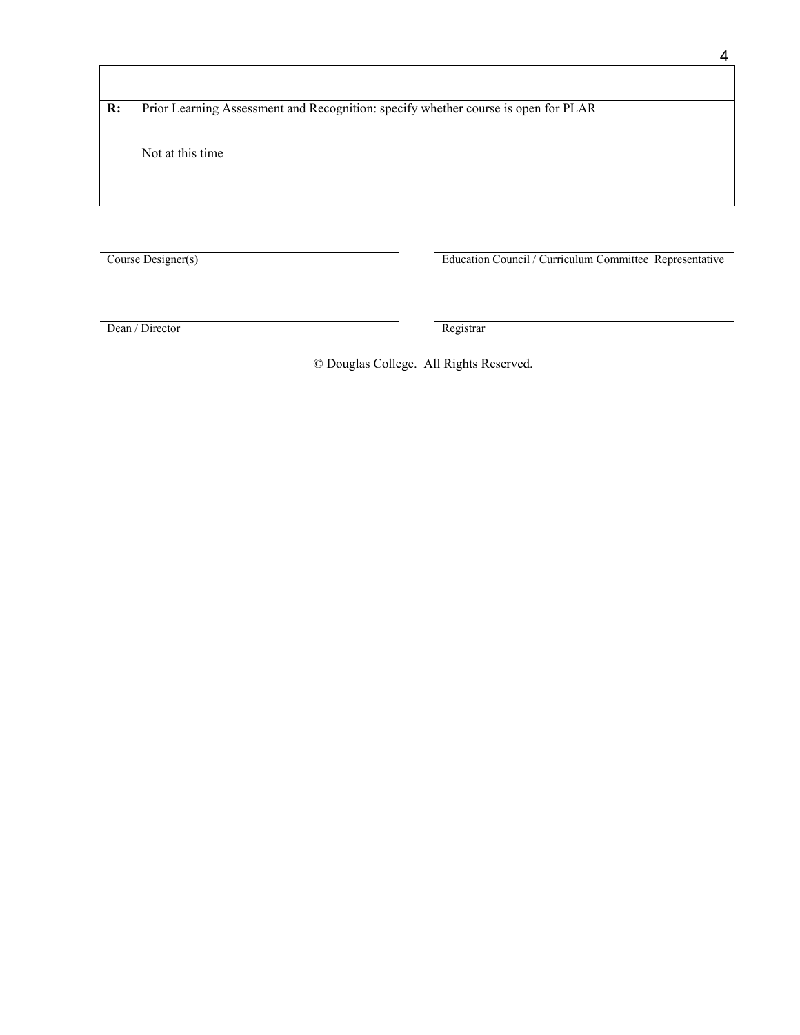**R:** Prior Learning Assessment and Recognition: specify whether course is open for PLAR

Not at this time

| | |
|---|---|
| Course Designer(s) | Education Council / Curriculum Committee Representative |
| Dean / Director | Registrar |

© Douglas College. All Rights Reserved.